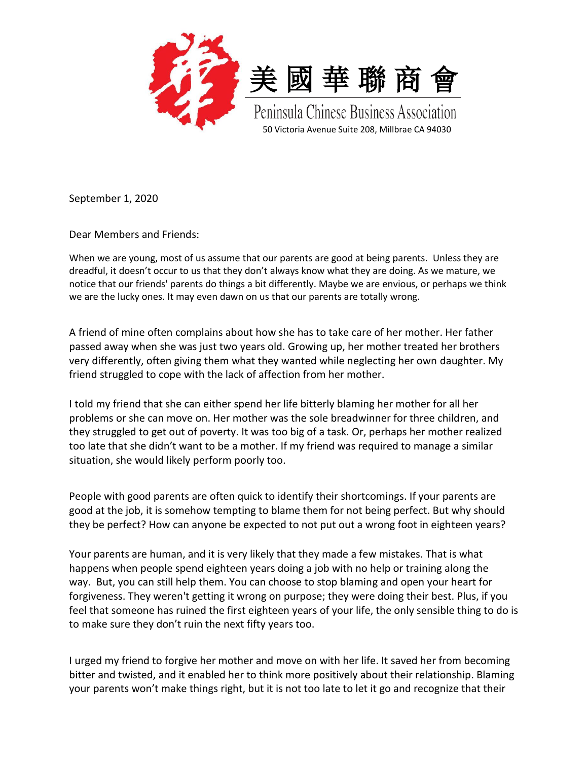美國華聯商會

Peninsula Chinese Business Association

50 Victoria Avenue Suite 208, Millbrae CA 94030

September 1, 2020

Dear Members and Friends:

When we are young, most of us assume that our parents are good at being parents. Unless they are dreadful, it doesn't occur to us that they don't always know what they are doing. As we mature, we notice that our friends' parents do things a bit differently. Maybe we are envious, or perhaps we think we are the lucky ones. It may even dawn on us that our parents are totally wrong.

A friend of mine often complains about how she has to take care of her mother. Her father passed away when she was just two years old. Growing up, her mother treated her brothers very differently, often giving them what they wanted while neglecting her own daughter. My friend struggled to cope with the lack of affection from her mother.

I told my friend that she can either spend her life bitterly blaming her mother for all her problems or she can move on. Her mother was the sole breadwinner for three children, and they struggled to get out of poverty. It was too big of a task. Or, perhaps her mother realized too late that she didn't want to be a mother. If my friend was required to manage a similar situation, she would likely perform poorly too.

People with good parents are often quick to identify their shortcomings. If your parents are good at the job, it is somehow tempting to blame them for not being perfect. But why should they be perfect? How can anyone be expected to not put out a wrong foot in eighteen years?

Your parents are human, and it is very likely that they made a few mistakes. That is what happens when people spend eighteen years doing a job with no help or training along the way. But, you can still help them. You can choose to stop blaming and open your heart for forgiveness. They weren't getting it wrong on purpose; they were doing their best. Plus, if you feel that someone has ruined the first eighteen years of your life, the only sensible thing to do is to make sure they don't ruin the next fifty years too.

I urged my friend to forgive her mother and move on with her life. It saved her from becoming bitter and twisted, and it enabled her to think more positively about their relationship. Blaming your parents won't make things right, but it is not too late to let it go and recognize that their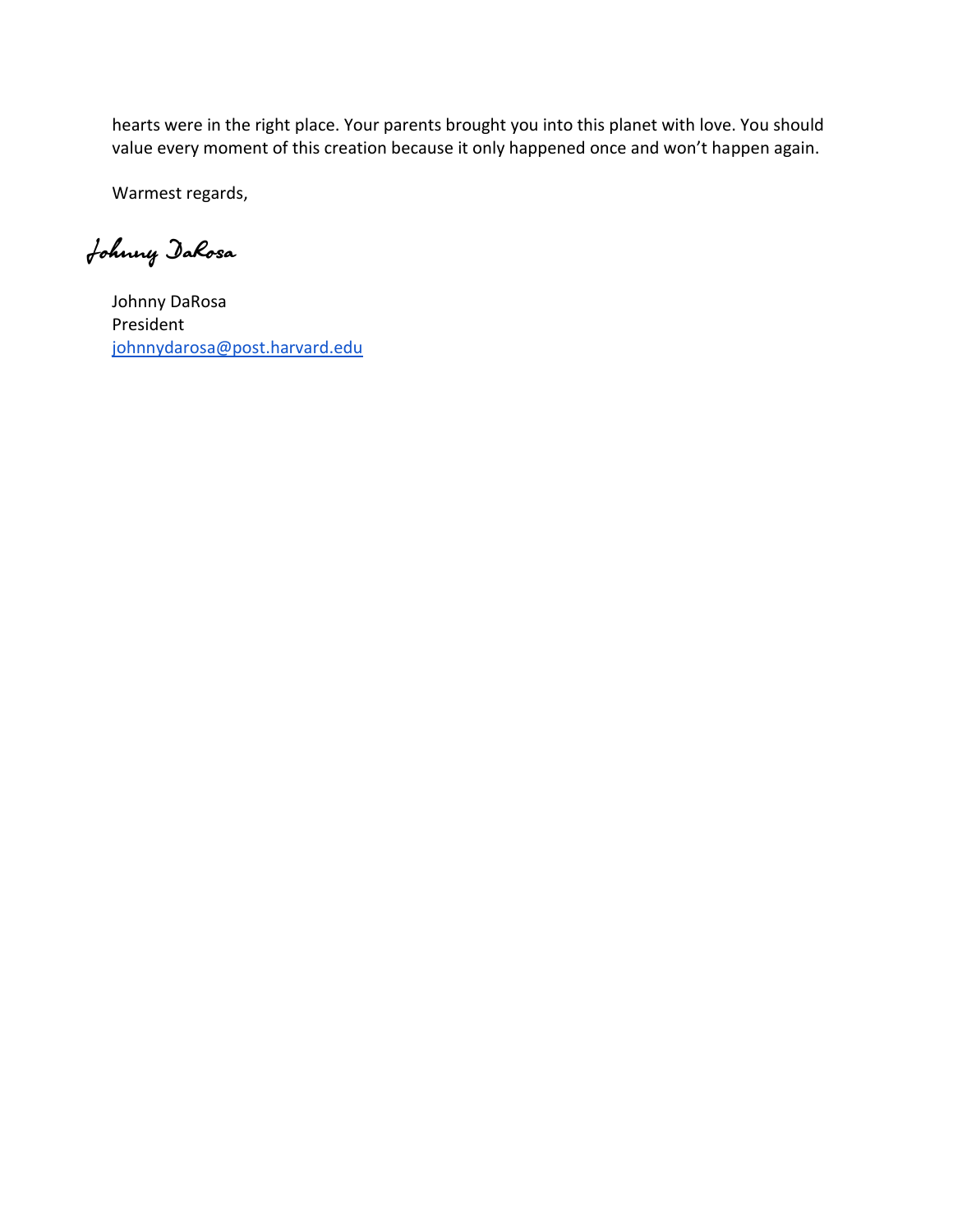hearts were in the right place. Your parents brought you into this planet with love. You should value every moment of this creation because it only happened once and won't happen again.

Warmest regards,

Johnny DaRosa

Johnny DaRosa
President
johnnydarosa@post.harvard.edu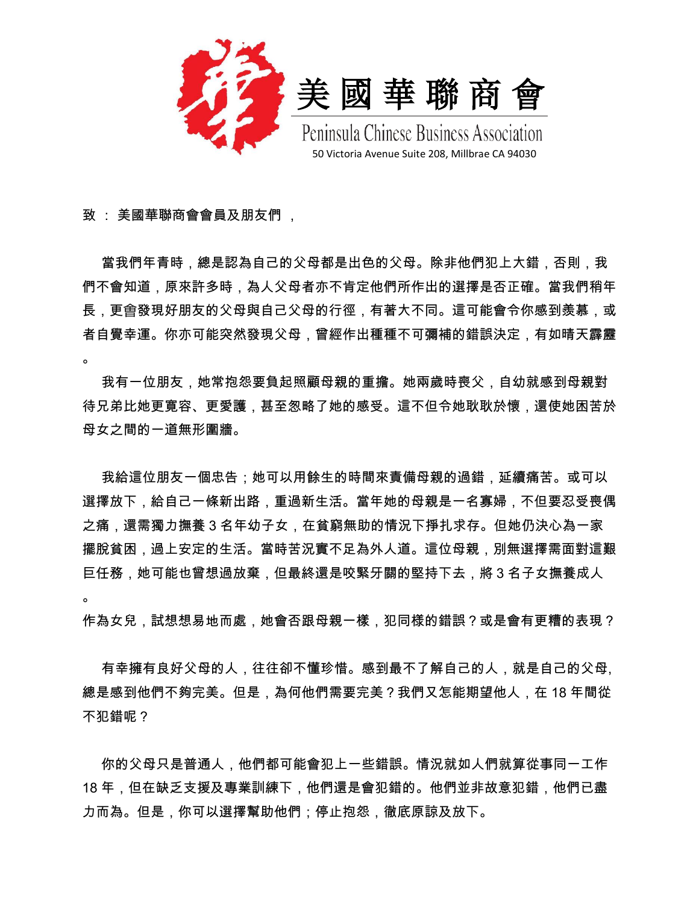# 美國華聯商會

Peninsula Chinese Business Association

50 Victoria Avenue Suite 208, Millbrae CA 94030

致 ： 美國華聯商會會員及朋友們 ，

當我們年青時，總是認為自己的父母都是出色的父母。除非他們犯上大錯，否則，我們不會知道，原來許多時，為人父母者亦不肯定他們所作出的選擇是否正確。當我們稍年長，更會發現好朋友的父母與自己父母的行徑，有著大不同。這可能會令你感到羡慕，或者自覺幸運。你亦可能突然發現父母，曾經作出種種不可彌補的錯誤決定，有如晴天霹靂。

我有一位朋友，她常抱怨要負起照顧母親的重擔。她兩歲時喪父，自幼就感到母親對待兄弟比她更寬容、更愛護，甚至忽略了她的感受。這不但令她耿耿於懷，還使她困苦於母女之間的一道無形圍牆。

我給這位朋友一個忠告；她可以用餘生的時間來責備母親的過錯，延續痛苦。或可以選擇放下，給自己一條新出路，重過新生活。當年她的母親是一名寡婦，不但要忍受喪偶之痛，還需獨力撫養 3 名年幼子女，在貧窮無助的情況下掙扎求存。但她仍決心為一家擺脫貧困，過上安定的生活。當時苦況實不足為外人道。這位母親，別無選擇需面對這艱巨任務，她可能也曾想過放棄，但最終還是咬緊牙關的堅持下去，將 3 名子女撫養成人。
作為女兒，試想想易地而處，她會否跟母親一樣，犯同樣的錯誤？或是會有更糟的表現？

有幸擁有良好父母的人，往往卻不懂珍惜。感到最不了解自己的人，就是自己的父母,總是感到他們不夠完美。但是，為何他們需要完美？我們又怎能期望他人，在 18 年間從不犯錯呢？

你的父母只是普通人，他們都可能會犯上一些錯誤。情況就如人們就算從事同一工作 18 年，但在缺乏支援及專業訓練下，他們還是會犯錯的。他們並非故意犯錯，他們已盡力而為。但是，你可以選擇幫助他們；停止抱怨，徹底原諒及放下。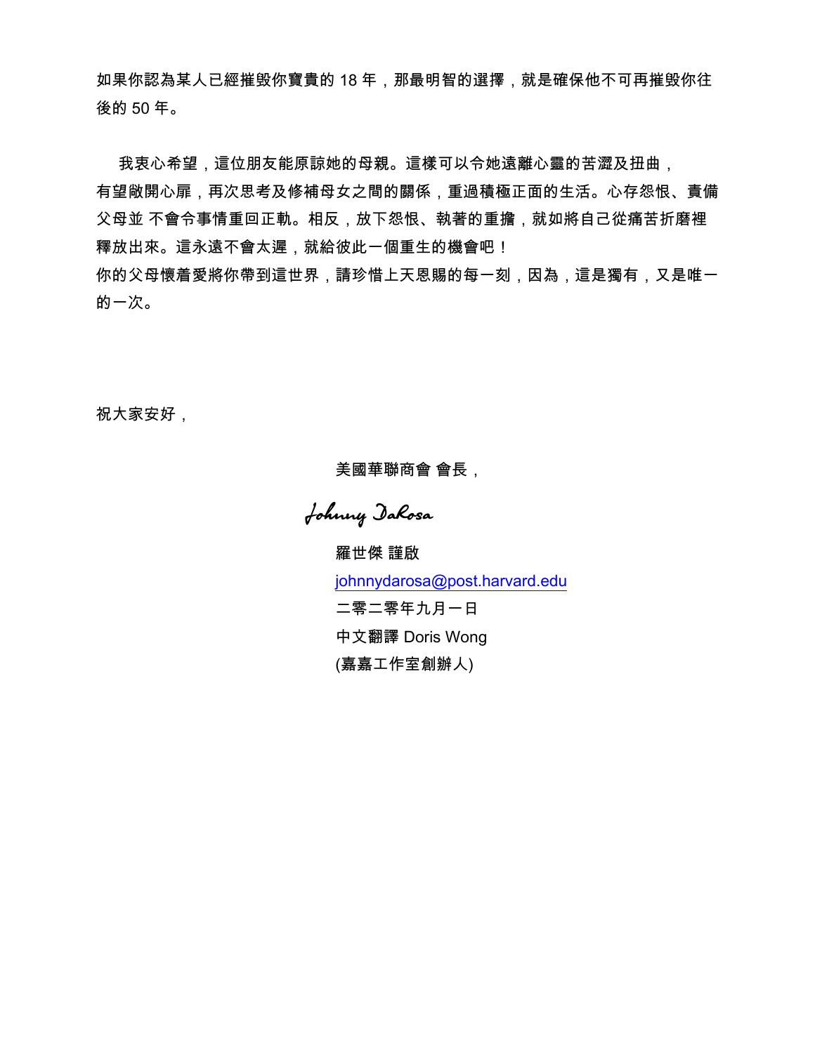如果你認為某人已經摧毀你寶貴的 18 年，那最明智的選擇，就是確保他不可再摧毀你往後的 50 年。

我衷心希望，這位朋友能原諒她的母親。這樣可以令她遠離心靈的苦澀及扭曲，有望敞開心扉，再次思考及修補母女之間的關係，重過積極正面的生活。心存怨恨、責備父母並 不會令事情重回正軌。相反，放下怨恨、執著的重擔，就如將自己從痛苦折磨裡釋放出來。這永遠不會太遲，就給彼此一個重生的機會吧！
你的父母懷着愛將你帶到這世界，請珍惜上天恩賜的每一刻，因為，這是獨有，又是唯一的一次。

祝大家安好，

美國華聯商會 會長，

Johnny DaRosa

羅世傑 謹啟

johnnydarosa@post.harvard.edu

二零二零年九月一日

中文翻譯 Doris Wong

(嘉嘉工作室創辦人)